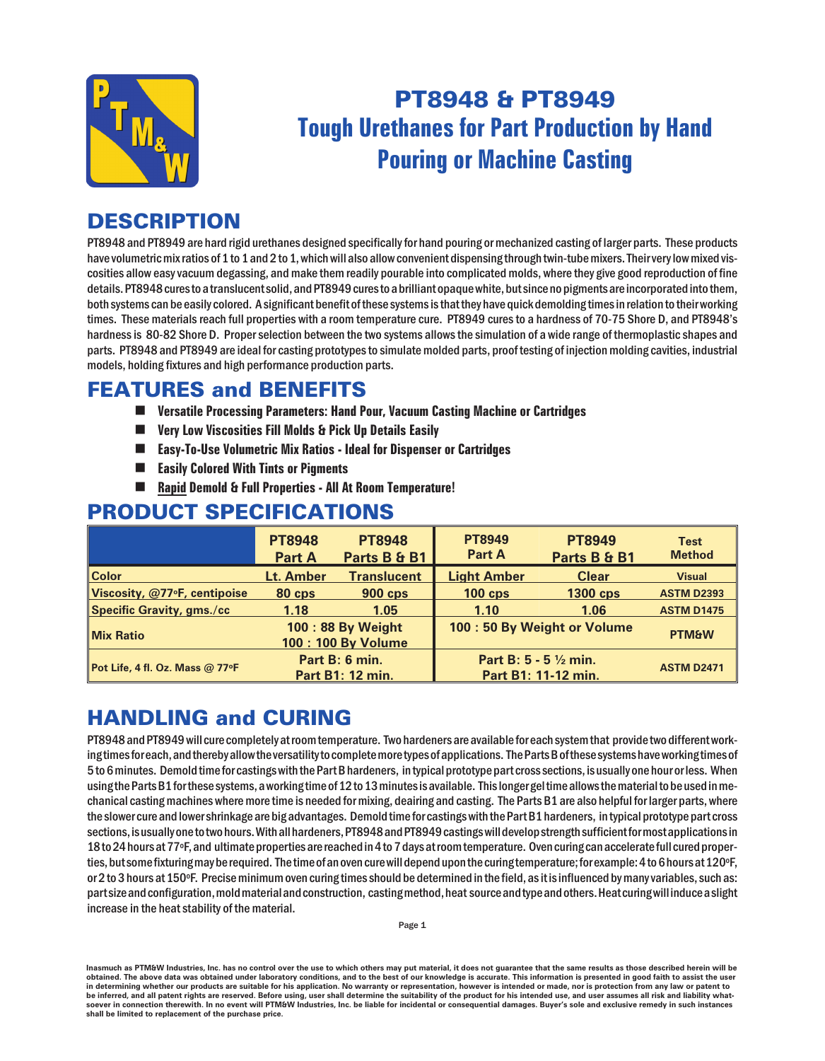# PT8948 & PT8949
## Tough Urethanes for Part Production by Hand Pouring or Machine Casting

## DESCRIPTION

PT8948 and PT8949 are hard rigid urethanes designed specifically for hand pouring or mechanized casting of larger parts. These products have volumetric mix ratios of 1 to 1 and 2 to 1, which will also allow convenient dispensing through twin-tube mixers. Their very low mixed viscosities allow easy vacuum degassing, and make them readily pourable into complicated molds, where they give good reproduction of fine details. PT8948 cures to a translucent solid, and PT8949 cures to a brilliant opaque white, but since no pigments are incorporated into them, both systems can be easily colored. A significant benefit of these systems is that they have quick demolding times in relation to their working times. These materials reach full properties with a room temperature cure. PT8949 cures to a hardness of 70-75 Shore D, and PT8948's hardness is 80-82 Shore D. Proper selection between the two systems allows the simulation of a wide range of thermoplastic shapes and parts. PT8948 and PT8949 are ideal for casting prototypes to simulate molded parts, proof testing of injection molding cavities, industrial models, holding fixtures and high performance production parts.

## FEATURES and BENEFITS

- **Versatile Processing Parameters: Hand Pour, Vacuum Casting Machine or Cartridges**
- **Very Low Viscosities Fill Molds & Pick Up Details Easily**
- **Easy-To-Use Volumetric Mix Ratios - Ideal for Dispenser or Cartridges**
- **Easily Colored With Tints or Pigments**
- **Rapid Demold & Full Properties - All At Room Temperature!**

## PRODUCT SPECIFICATIONS

| | PT8948 Part A | PT8948 Parts B & B1 | PT8949 Part A | PT8949 Parts B & B1 | Test Method |
|---|---|---|---|---|---|
| Color | Lt. Amber | Translucent | Light Amber | Clear | Visual |
| Viscosity, @77ºF, centipoise | 80 cps | 900 cps | 100 cps | 1300 cps | ASTM D2393 |
| Specific Gravity, gms./cc | 1.18 | 1.05 | 1.10 | 1.06 | ASTM D1475 |
| Mix Ratio | 100 : 88 By Weight<br>100 : 100 By Volume | | 100 : 50 By Weight or Volume | | PTM&W |
| Pot Life, 4 fl. Oz. Mass @ 77ºF | Part B: 6 min.<br>Part B1: 12 min. | | Part B: 5 - 5 ½ min.<br>Part B1: 11-12 min. | | ASTM D2471 |

## HANDLING and CURING

PT8948 and PT8949 will cure completely at room temperature. Two hardeners are available for each system that provide two different working times for each, and thereby allow the versatility to complete more types of applications. The Parts B of these systems have working times of 5 to 6 minutes. Demold time for castings with the Part B hardeners, in typical prototype part cross sections, is usually one hour or less. When using the Parts B1 for these systems, a working time of 12 to 13 minutes is available. This longer gel time allows the material to be used in mechanical casting machines where more time is needed for mixing, deairing and casting. The Parts B1 are also helpful for larger parts, where the slower cure and lower shrinkage are big advantages. Demold time for castings with the Part B1 hardeners, in typical prototype part cross sections, is usually one to two hours. With all hardeners, PT8948 and PT8949 castings will develop strength sufficient for most applications in 18 to 24 hours at 77ºF, and ultimate properties are reached in 4 to 7 days at room temperature. Oven curing can accelerate full cured properties, but some fixturing may be required. The time of an oven cure will depend upon the curing temperature; for example: 4 to 6 hours at 120ºF, or 2 to 3 hours at 150ºF. Precise minimum oven curing times should be determined in the field, as it is influenced by many variables, such as: part size and configuration, mold material and construction, casting method, heat source and type and others. Heat curing will induce a slight increase in the heat stability of the material.

**Inasmuch as PTM&W Industries, Inc. has no control over the use to which others may put material, it does not guarantee that the same results as those described herein will be obtained. The above data was obtained under laboratory conditions, and to the best of our knowledge is accurate. This information is presented in good faith to assist the user in determining whether our products are suitable for his application. No warranty or representation, however is intended or made, nor is protection from any law or patent to be inferred, and all patent rights are reserved. Before using, user shall determine the suitability of the product for his intended use, and user assumes all risk and liability whatsoever in connection therewith. In no event will PTM&W Industries, Inc. be liable for incidental or consequential damages. Buyer's sole and exclusive remedy in such instances shall be limited to replacement of the purchase price.**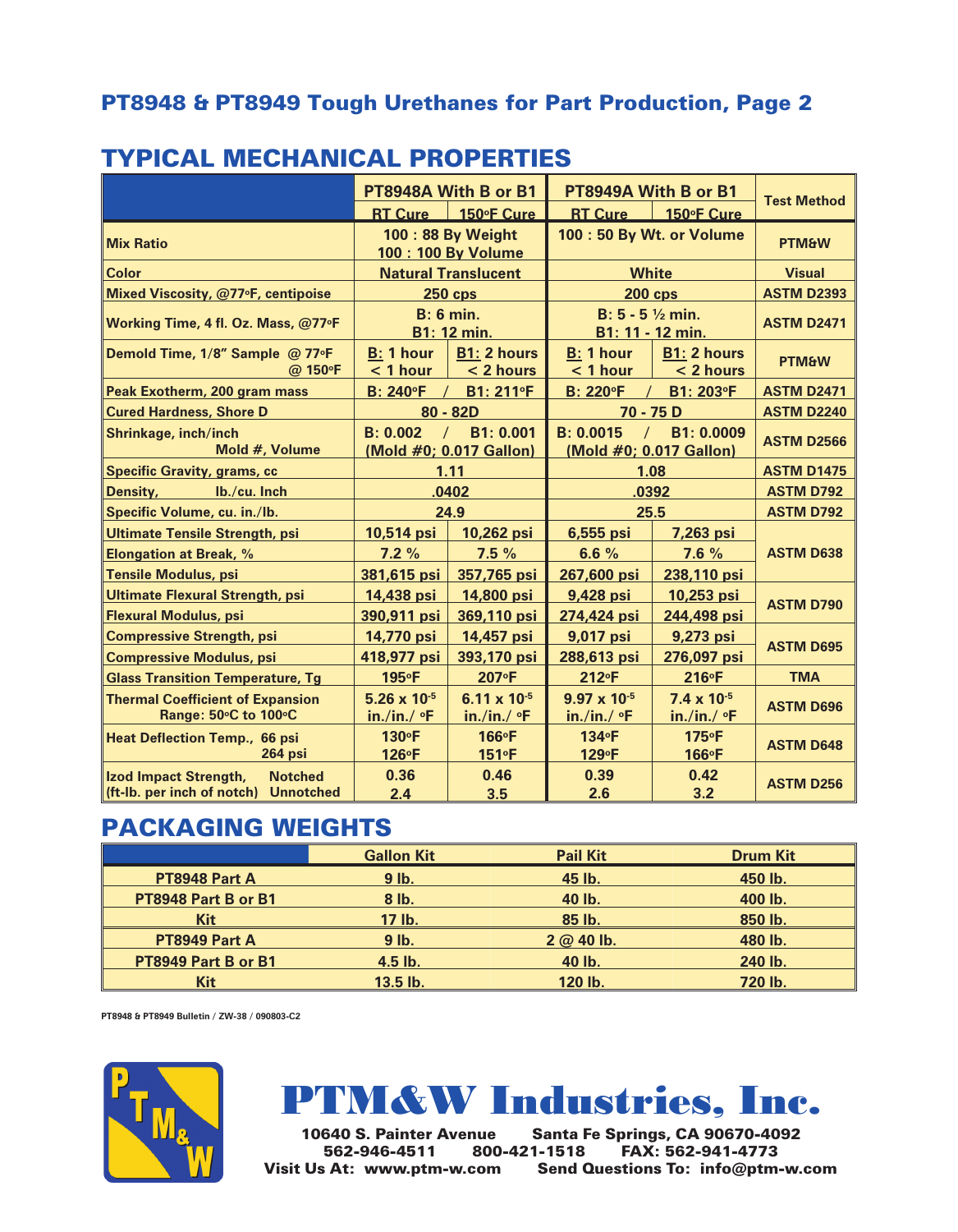## PT8948 & PT8949 Tough Urethanes for Part Production, Page 2

## TYPICAL MECHANICAL PROPERTIES

| | PT8948A With B or B1 | | PT8949A With B or B1 | | Test Method |
|---|---|---|---|---|---|
| | RT Cure | 150°F Cure | RT Cure | 150°F Cure | |
| Mix Ratio | 100 : 88 By Weight<br>100 : 100 By Volume | | 100 : 50 By Wt. or Volume | | PTM&W |
| Color | Natural Translucent | | White | | Visual |
| Mixed Viscosity, @77°F, centipoise | 250 cps | | 200 cps | | ASTM D2393 |
| Working Time, 4 fl. Oz. Mass, @77°F | B: 6 min.<br>B1: 12 min. | | B: 5 - 5 ½ min.<br>B1: 11 - 12 min. | | ASTM D2471 |
| Demold Time, 1/8" Sample @ 77°F<br>@ 150°F | B: 1 hour<br>< 1 hour | B1: 2 hours<br>< 2 hours | B: 1 hour<br>< 1 hour | B1: 2 hours<br>< 2 hours | PTM&W |
| Peak Exotherm, 200 gram mass | B: 240°F / B1: 211°F | | B: 220°F / B1: 203°F | | ASTM D2471 |
| Cured Hardness, Shore D | 80 - 82D | | 70 - 75 D | | ASTM D2240 |
| Shrinkage, inch/inch<br>Mold #, Volume | B: 0.002 / B1: 0.001<br>(Mold #0; 0.017 Gallon) | | B: 0.0015 / B1: 0.0009<br>(Mold #0; 0.017 Gallon) | | ASTM D2566 |
| Specific Gravity, grams, cc | 1.11 | | 1.08 | | ASTM D1475 |
| Density, lb./cu. Inch | .0402 | | .0392 | | ASTM D792 |
| Specific Volume, cu. in./lb. | 24.9 | | 25.5 | | ASTM D792 |
| Ultimate Tensile Strength, psi | 10,514 psi | 10,262 psi | 6,555 psi | 7,263 psi | ASTM D638 |
| Elongation at Break, % | 7.2 % | 7.5 % | 6.6 % | 7.6 % | ASTM D638 |
| Tensile Modulus, psi | 381,615 psi | 357,765 psi | 267,600 psi | 238,110 psi | ASTM D638 |
| Ultimate Flexural Strength, psi | 14,438 psi | 14,800 psi | 9,428 psi | 10,253 psi | ASTM D790 |
| Flexural Modulus, psi | 390,911 psi | 369,110 psi | 274,424 psi | 244,498 psi | ASTM D790 |
| Compressive Strength, psi | 14,770 psi | 14,457 psi | 9,017 psi | 9,273 psi | ASTM D695 |
| Compressive Modulus, psi | 418,977 psi | 393,170 psi | 288,613 psi | 276,097 psi | ASTM D695 |
| Glass Transition Temperature, Tg | 195°F | 207°F | 212°F | 216°F | TMA |
| Thermal Coefficient of Expansion<br>Range: 50°C to 100°C | $5.26 \times 10^{-5}$ in./in./ °F | $6.11 \times 10^{-5}$ in./in./ °F | $9.97 \times 10^{-5}$ in./in./ °F | $7.4 \times 10^{-5}$ in./in./ °F | ASTM D696 |
| Heat Deflection Temp., 66 psi<br>264 psi | 130°F<br>126°F | 166°F<br>151°F | 134°F<br>129°F | 175°F<br>166°F | ASTM D648 |
| Izod Impact Strength, Notched<br>(ft-lb. per inch of notch) Unnotched | 0.36<br>2.4 | 0.46<br>3.5 | 0.39<br>2.6 | 0.42<br>3.2 | ASTM D256 |

## PACKAGING WEIGHTS

| | Gallon Kit | Pail Kit | Drum Kit |
|---|---|---|---|
| PT8948 Part A | 9 lb. | 45 lb. | 450 lb. |
| PT8948 Part B or B1 | 8 lb. | 40 lb. | 400 lb. |
| Kit | 17 lb. | 85 lb. | 850 lb. |
| PT8949 Part A | 9 lb. | 2 @ 40 lb. | 480 lb. |
| PT8949 Part B or B1 | 4.5 lb. | 40 lb. | 240 lb. |
| Kit | 13.5 lb. | 120 lb. | 720 lb. |

PT8948 & PT8949 Bulletin / ZW-38 / 090803-C2

**PTM&W Industries, Inc.**

10640 S. Painter Avenue Santa Fe Springs, CA 90670-4092
562-946-4511 800-421-1518 FAX: 562-941-4773
Visit Us At: www.ptm-w.com Send Questions To: info@ptm-w.com